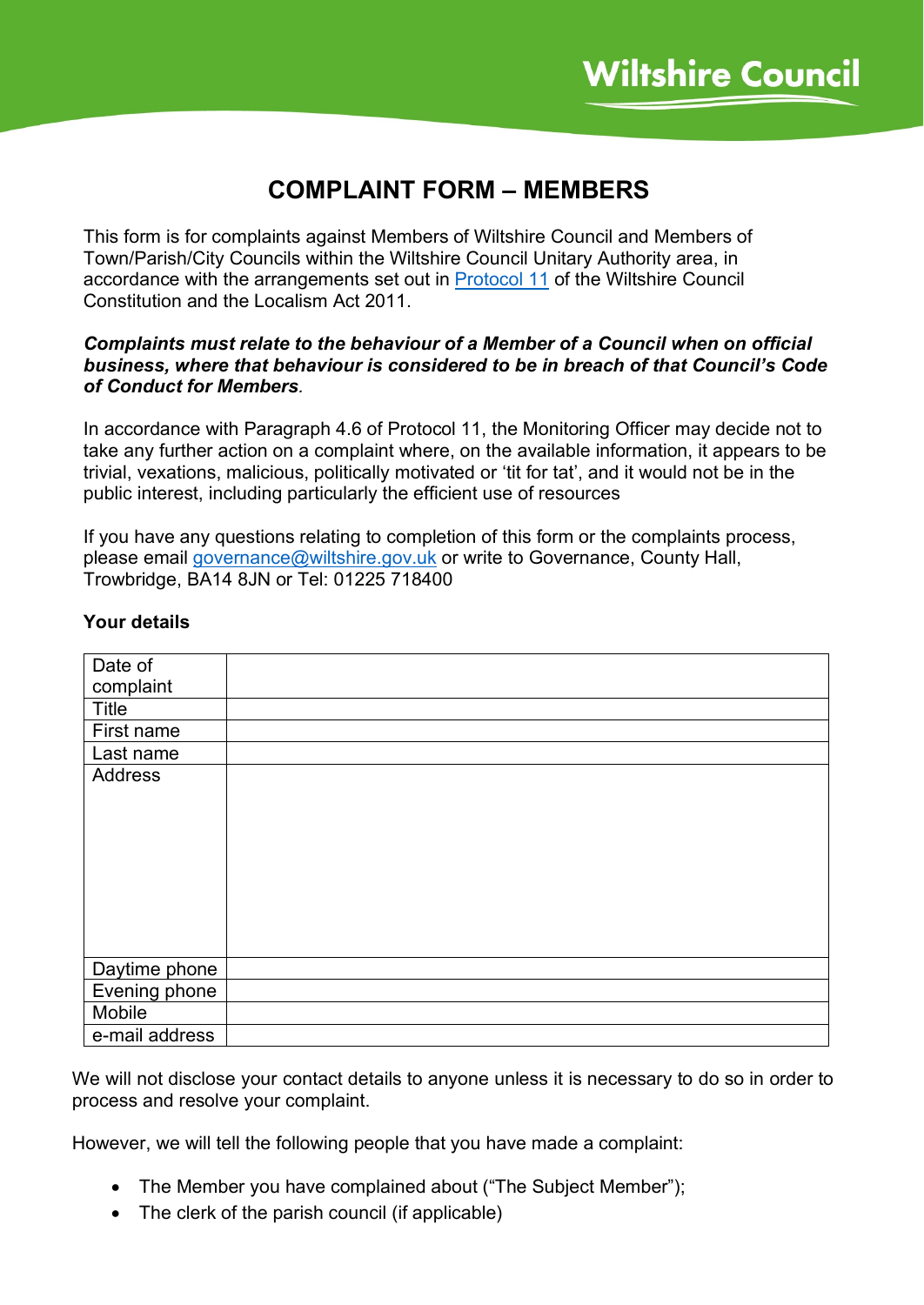# COMPLAINT FORM – MEMBERS

This form is for complaints against Members of Wiltshire Council and Members of Town/Parish/City Councils within the Wiltshire Council Unitary Authority area, in accordance with the arrangements set out in [Protocol 11] of the Wiltshire Council Constitution and the Localism Act 2011.

***Complaints must relate to the behaviour of a Member of a Council when on official business, where that behaviour is considered to be in breach of that Council's Code of Conduct for Members.***

In accordance with Paragraph 4.6 of Protocol 11, the Monitoring Officer may decide not to take any further action on a complaint where, on the available information, it appears to be trivial, vexations, malicious, politically motivated or 'tit for tat', and it would not be in the public interest, including particularly the efficient use of resources

If you have any questions relating to completion of this form or the complaints process, please email governance@wiltshire.gov.uk or write to Governance, County Hall, Trowbridge, BA14 8JN or Tel: 01225 718400

**Your details**

| Date of complaint | |
|---|---|
| Title | |
| First name | |
| Last name | |
| Address | |
| Daytime phone | |
| Evening phone | |
| Mobile | |
| e-mail address | |

We will not disclose your contact details to anyone unless it is necessary to do so in order to process and resolve your complaint.

However, we will tell the following people that you have made a complaint:

- The Member you have complained about ("The Subject Member");
- The clerk of the parish council (if applicable)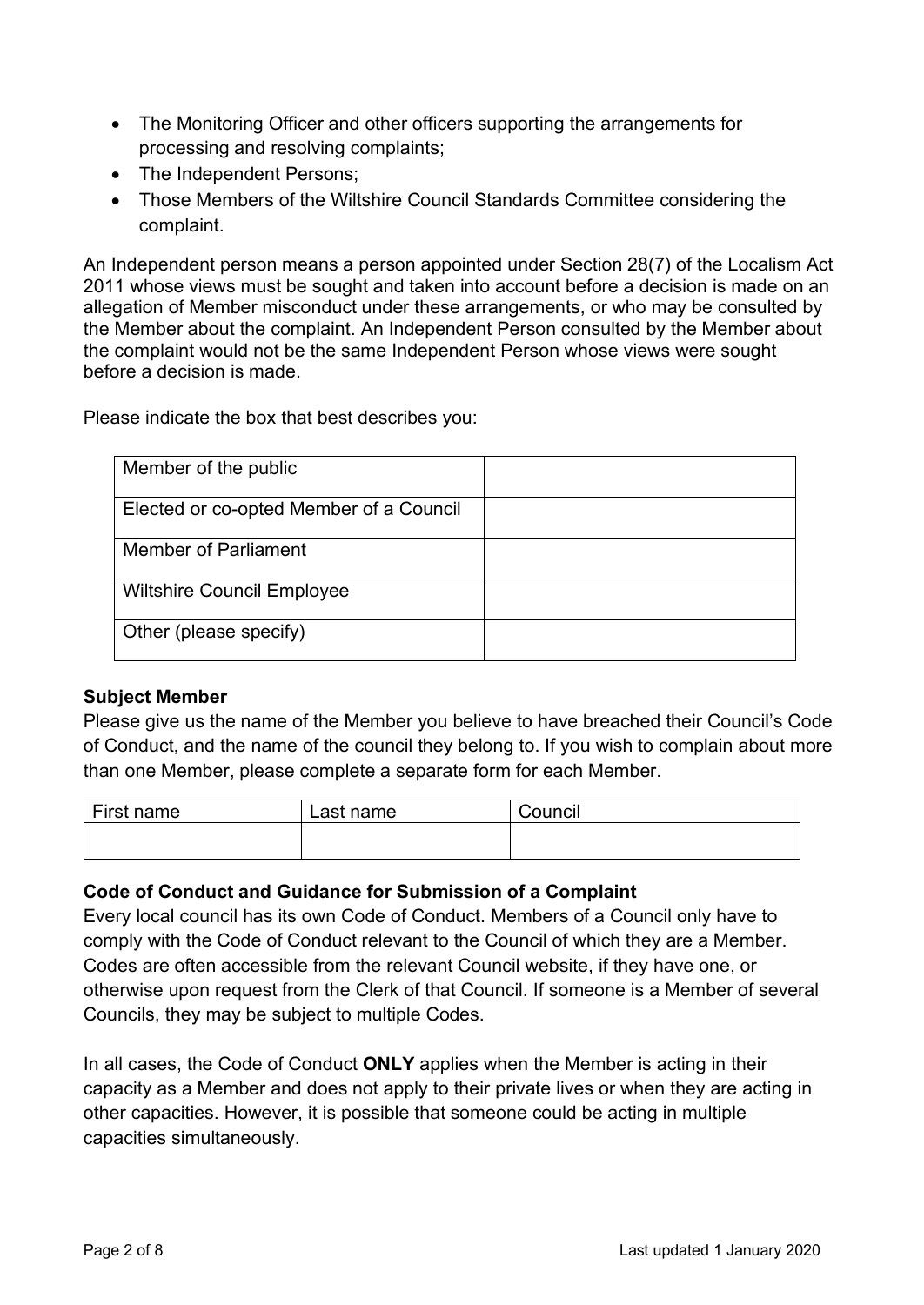- The Monitoring Officer and other officers supporting the arrangements for processing and resolving complaints;
- The Independent Persons;
- Those Members of the Wiltshire Council Standards Committee considering the complaint.

An Independent person means a person appointed under Section 28(7) of the Localism Act 2011 whose views must be sought and taken into account before a decision is made on an allegation of Member misconduct under these arrangements, or who may be consulted by the Member about the complaint. An Independent Person consulted by the Member about the complaint would not be the same Independent Person whose views were sought before a decision is made.

Please indicate the box that best describes you:

| | |
|---|---|
| Member of the public | |
| Elected or co-opted Member of a Council | |
| Member of Parliament | |
| Wiltshire Council Employee | |
| Other (please specify) | |

**Subject Member**

Please give us the name of the Member you believe to have breached their Council's Code of Conduct, and the name of the council they belong to. If you wish to complain about more than one Member, please complete a separate form for each Member.

| First name | Last name | Council |
|---|---|---|
| | | |

**Code of Conduct and Guidance for Submission of a Complaint**

Every local council has its own Code of Conduct. Members of a Council only have to comply with the Code of Conduct relevant to the Council of which they are a Member. Codes are often accessible from the relevant Council website, if they have one, or otherwise upon request from the Clerk of that Council. If someone is a Member of several Councils, they may be subject to multiple Codes.

In all cases, the Code of Conduct **ONLY** applies when the Member is acting in their capacity as a Member and does not apply to their private lives or when they are acting in other capacities. However, it is possible that someone could be acting in multiple capacities simultaneously.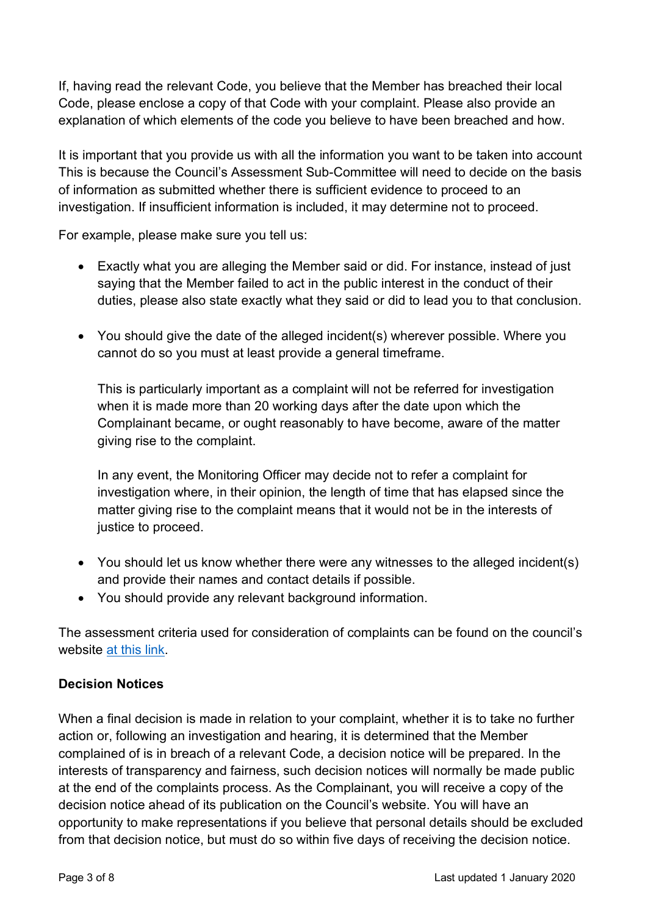If, having read the relevant Code, you believe that the Member has breached their local Code, please enclose a copy of that Code with your complaint. Please also provide an explanation of which elements of the code you believe to have been breached and how.

It is important that you provide us with all the information you want to be taken into account This is because the Council's Assessment Sub-Committee will need to decide on the basis of information as submitted whether there is sufficient evidence to proceed to an investigation. If insufficient information is included, it may determine not to proceed.

For example, please make sure you tell us:

- Exactly what you are alleging the Member said or did. For instance, instead of just saying that the Member failed to act in the public interest in the conduct of their duties, please also state exactly what they said or did to lead you to that conclusion.

- You should give the date of the alleged incident(s) wherever possible. Where you cannot do so you must at least provide a general timeframe.

  This is particularly important as a complaint will not be referred for investigation when it is made more than 20 working days after the date upon which the Complainant became, or ought reasonably to have become, aware of the matter giving rise to the complaint.

  In any event, the Monitoring Officer may decide not to refer a complaint for investigation where, in their opinion, the length of time that has elapsed since the matter giving rise to the complaint means that it would not be in the interests of justice to proceed.

- You should let us know whether there were any witnesses to the alleged incident(s) and provide their names and contact details if possible.
- You should provide any relevant background information.

The assessment criteria used for consideration of complaints can be found on the council's website at this link.

**Decision Notices**

When a final decision is made in relation to your complaint, whether it is to take no further action or, following an investigation and hearing, it is determined that the Member complained of is in breach of a relevant Code, a decision notice will be prepared. In the interests of transparency and fairness, such decision notices will normally be made public at the end of the complaints process. As the Complainant, you will receive a copy of the decision notice ahead of its publication on the Council's website. You will have an opportunity to make representations if you believe that personal details should be excluded from that decision notice, but must do so within five days of receiving the decision notice.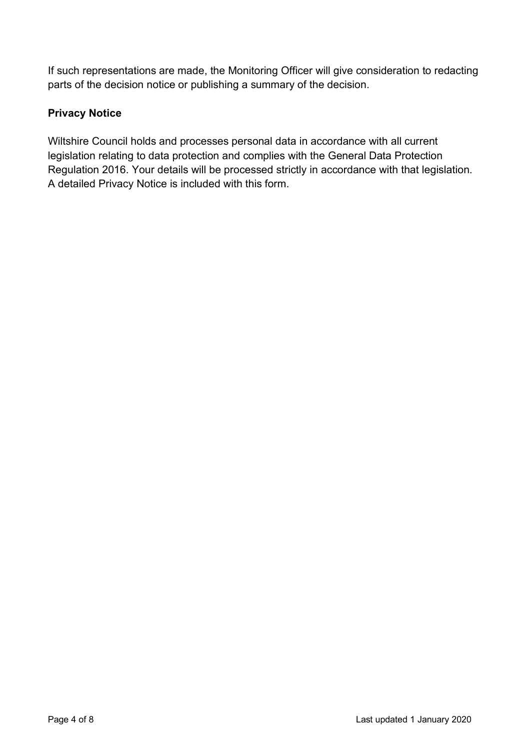If such representations are made, the Monitoring Officer will give consideration to redacting parts of the decision notice or publishing a summary of the decision.

**Privacy Notice**

Wiltshire Council holds and processes personal data in accordance with all current legislation relating to data protection and complies with the General Data Protection Regulation 2016. Your details will be processed strictly in accordance with that legislation. A detailed Privacy Notice is included with this form.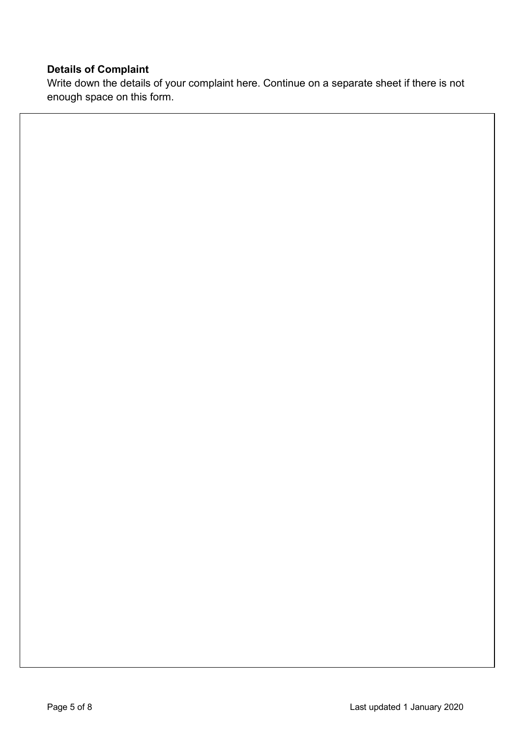**Details of Complaint**

Write down the details of your complaint here. Continue on a separate sheet if there is not enough space on this form.

|   |
|---|
|   |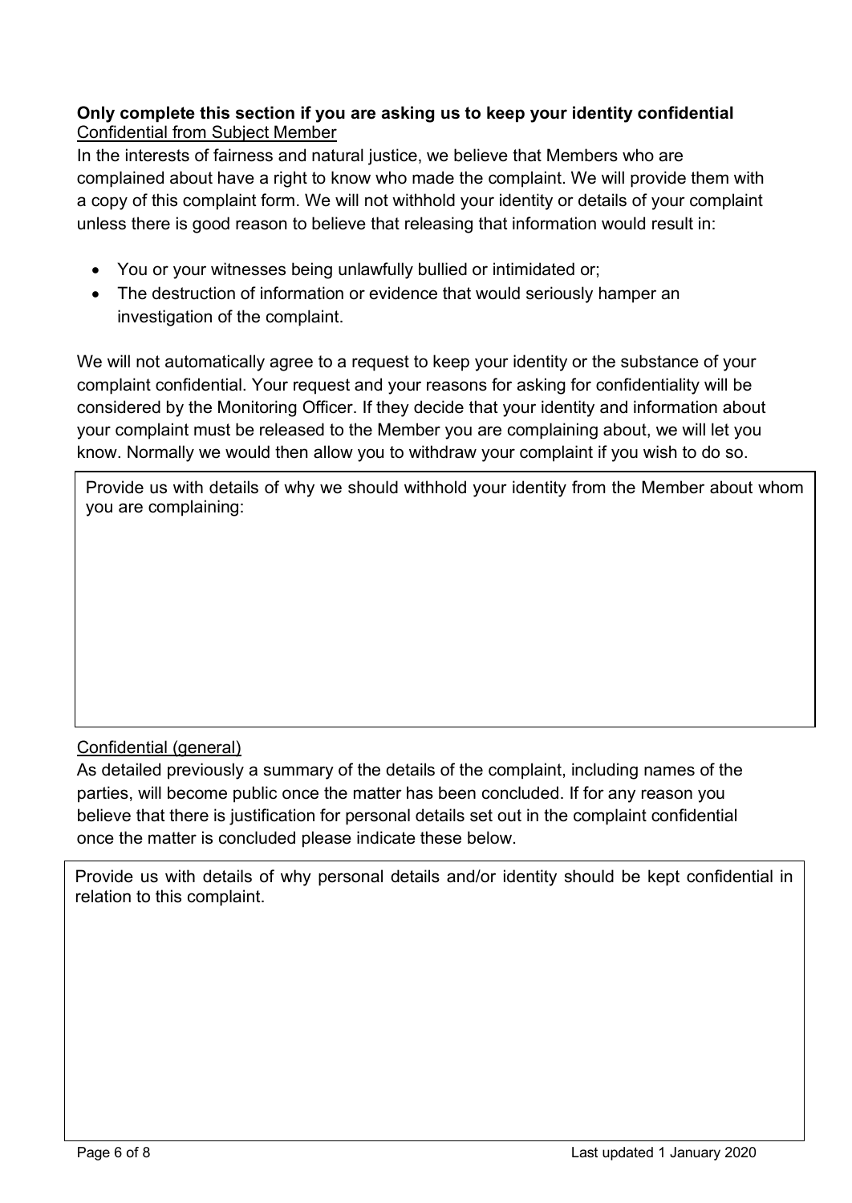**Only complete this section if you are asking us to keep your identity confidential**

Confidential from Subject Member

In the interests of fairness and natural justice, we believe that Members who are complained about have a right to know who made the complaint. We will provide them with a copy of this complaint form. We will not withhold your identity or details of your complaint unless there is good reason to believe that releasing that information would result in:

- You or your witnesses being unlawfully bullied or intimidated or;
- The destruction of information or evidence that would seriously hamper an investigation of the complaint.

We will not automatically agree to a request to keep your identity or the substance of your complaint confidential. Your request and your reasons for asking for confidentiality will be considered by the Monitoring Officer. If they decide that your identity and information about your complaint must be released to the Member you are complaining about, we will let you know. Normally we would then allow you to withdraw your complaint if you wish to do so.

| Provide us with details of why we should withhold your identity from the Member about whom you are complaining: |
| --- |
| |

Confidential (general)

As detailed previously a summary of the details of the complaint, including names of the parties, will become public once the matter has been concluded. If for any reason you believe that there is justification for personal details set out in the complaint confidential once the matter is concluded please indicate these below.

| Provide us with details of why personal details and/or identity should be kept confidential in relation to this complaint. |
| --- |
| |

Last updated 1 January 2020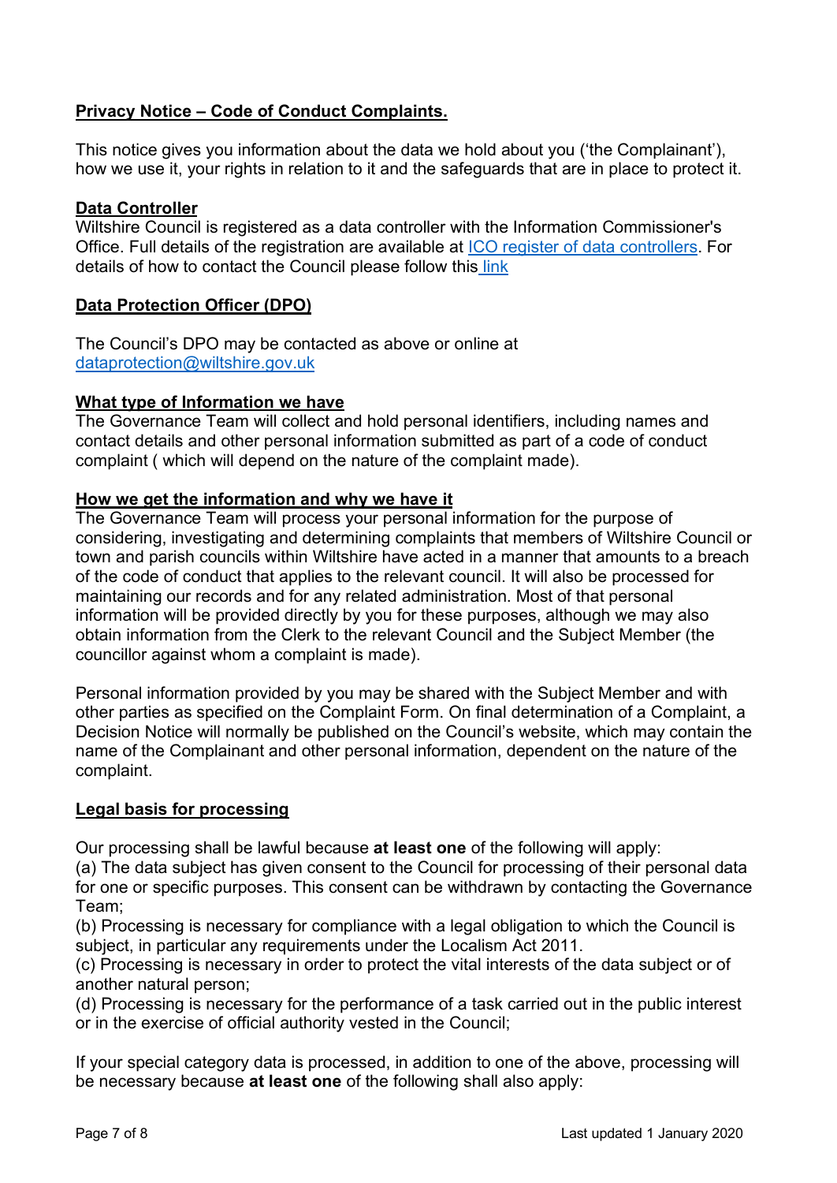## **Privacy Notice – Code of Conduct Complaints.**

This notice gives you information about the data we hold about you ('the Complainant'), how we use it, your rights in relation to it and the safeguards that are in place to protect it.

### **Data Controller**

Wiltshire Council is registered as a data controller with the Information Commissioner's Office. Full details of the registration are available at [ICO register of data controllers](). For details of how to contact the Council please follow this [link]()

### **Data Protection Officer (DPO)**

The Council's DPO may be contacted as above or online at [dataprotection@wiltshire.gov.uk](mailto:dataprotection@wiltshire.gov.uk)

### **What type of Information we have**

The Governance Team will collect and hold personal identifiers, including names and contact details and other personal information submitted as part of a code of conduct complaint ( which will depend on the nature of the complaint made).

### **How we get the information and why we have it**

The Governance Team will process your personal information for the purpose of considering, investigating and determining complaints that members of Wiltshire Council or town and parish councils within Wiltshire have acted in a manner that amounts to a breach of the code of conduct that applies to the relevant council. It will also be processed for maintaining our records and for any related administration. Most of that personal information will be provided directly by you for these purposes, although we may also obtain information from the Clerk to the relevant Council and the Subject Member (the councillor against whom a complaint is made).

Personal information provided by you may be shared with the Subject Member and with other parties as specified on the Complaint Form. On final determination of a Complaint, a Decision Notice will normally be published on the Council's website, which may contain the name of the Complainant and other personal information, dependent on the nature of the complaint.

### **Legal basis for processing**

Our processing shall be lawful because **at least one** of the following will apply:

(a) The data subject has given consent to the Council for processing of their personal data for one or specific purposes. This consent can be withdrawn by contacting the Governance Team;

(b) Processing is necessary for compliance with a legal obligation to which the Council is subject, in particular any requirements under the Localism Act 2011.

(c) Processing is necessary in order to protect the vital interests of the data subject or of another natural person;

(d) Processing is necessary for the performance of a task carried out in the public interest or in the exercise of official authority vested in the Council;

If your special category data is processed, in addition to one of the above, processing will be necessary because **at least one** of the following shall also apply: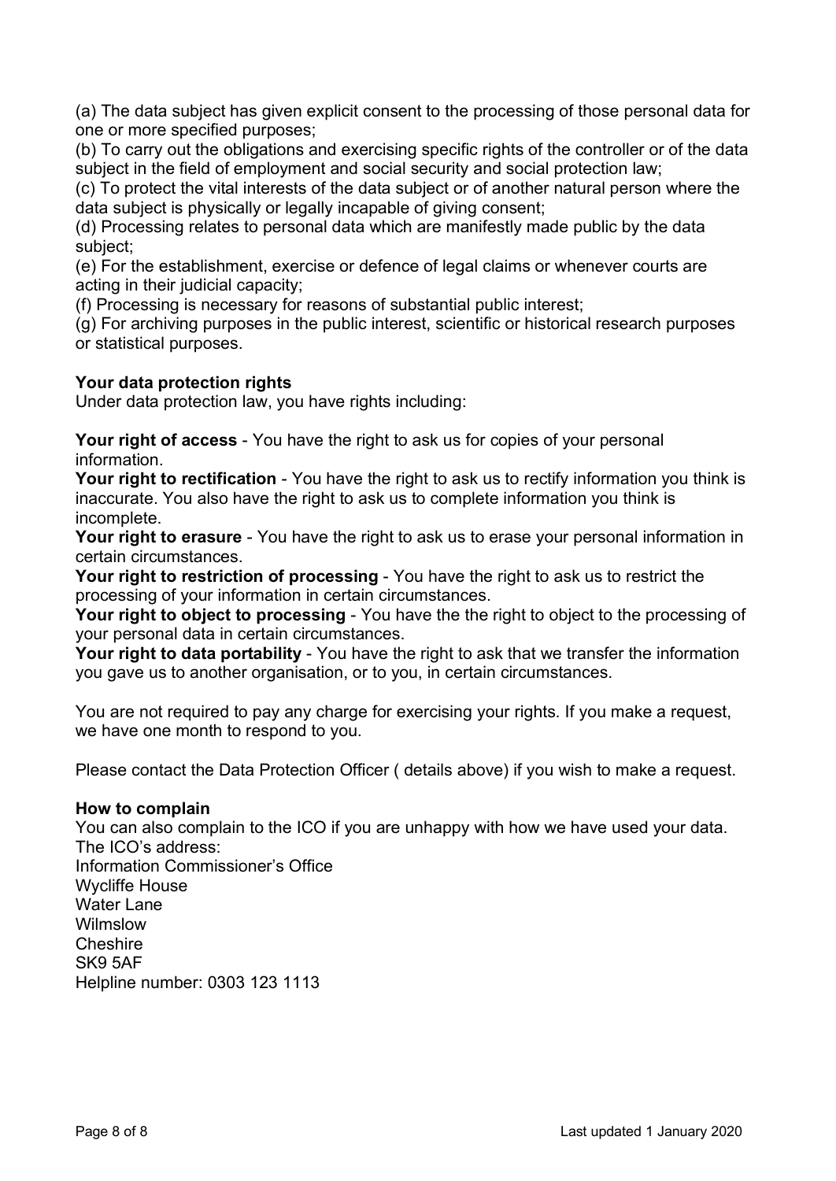(a) The data subject has given explicit consent to the processing of those personal data for one or more specified purposes;
(b) To carry out the obligations and exercising specific rights of the controller or of the data subject in the field of employment and social security and social protection law;
(c) To protect the vital interests of the data subject or of another natural person where the data subject is physically or legally incapable of giving consent;
(d) Processing relates to personal data which are manifestly made public by the data subject;
(e) For the establishment, exercise or defence of legal claims or whenever courts are acting in their judicial capacity;
(f) Processing is necessary for reasons of substantial public interest;
(g) For archiving purposes in the public interest, scientific or historical research purposes or statistical purposes.

**Your data protection rights**

Under data protection law, you have rights including:

**Your right of access** - You have the right to ask us for copies of your personal information.
**Your right to rectification** - You have the right to ask us to rectify information you think is inaccurate. You also have the right to ask us to complete information you think is incomplete.
**Your right to erasure** - You have the right to ask us to erase your personal information in certain circumstances.
**Your right to restriction of processing** - You have the right to ask us to restrict the processing of your information in certain circumstances.
**Your right to object to processing** - You have the the right to object to the processing of your personal data in certain circumstances.
**Your right to data portability** - You have the right to ask that we transfer the information you gave us to another organisation, or to you, in certain circumstances.

You are not required to pay any charge for exercising your rights. If you make a request, we have one month to respond to you.

Please contact the Data Protection Officer ( details above) if you wish to make a request.

**How to complain**

You can also complain to the ICO if you are unhappy with how we have used your data.
The ICO's address:
Information Commissioner's Office
Wycliffe House
Water Lane
Wilmslow
Cheshire
SK9 5AF
Helpline number: 0303 123 1113

Last updated 1 January 2020